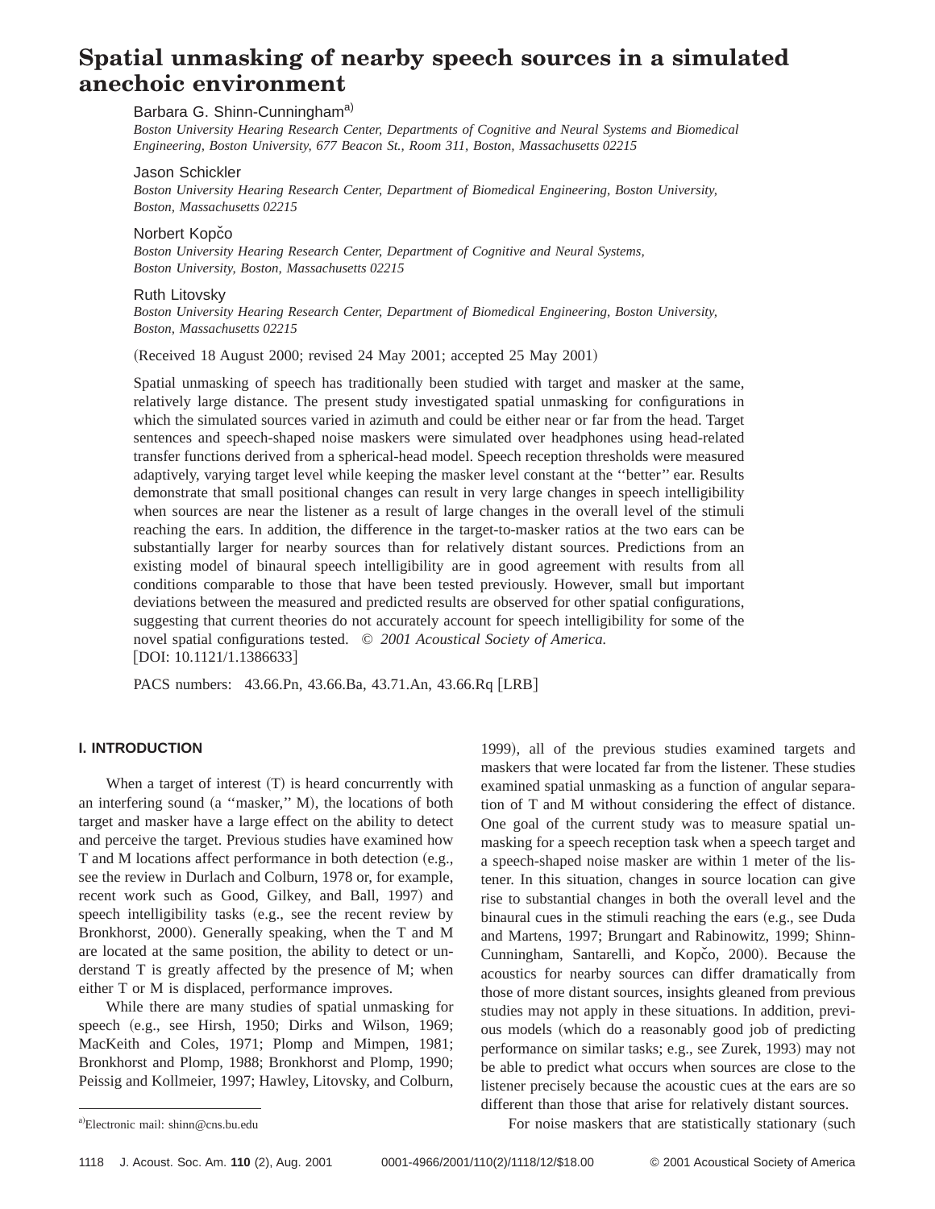# Spatial unmasking of nearby speech sources in a simulated anechoic environment

Barbara G. Shinn-Cunningham[a)]
*Boston University Hearing Research Center, Departments of Cognitive and Neural Systems and Biomedical Engineering, Boston University, 677 Beacon St., Room 311, Boston, Massachusetts 02215*

Jason Schickler
*Boston University Hearing Research Center, Department of Biomedical Engineering, Boston University, Boston, Massachusetts 02215*

Norbert Kopčo
*Boston University Hearing Research Center, Department of Cognitive and Neural Systems, Boston University, Boston, Massachusetts 02215*

Ruth Litovsky
*Boston University Hearing Research Center, Department of Biomedical Engineering, Boston University, Boston, Massachusetts 02215*

(Received 18 August 2000; revised 24 May 2001; accepted 25 May 2001)

Spatial unmasking of speech has traditionally been studied with target and masker at the same, relatively large distance. The present study investigated spatial unmasking for configurations in which the simulated sources varied in azimuth and could be either near or far from the head. Target sentences and speech-shaped noise maskers were simulated over headphones using head-related transfer functions derived from a spherical-head model. Speech reception thresholds were measured adaptively, varying target level while keeping the masker level constant at the ''better'' ear. Results demonstrate that small positional changes can result in very large changes in speech intelligibility when sources are near the listener as a result of large changes in the overall level of the stimuli reaching the ears. In addition, the difference in the target-to-masker ratios at the two ears can be substantially larger for nearby sources than for relatively distant sources. Predictions from an existing model of binaural speech intelligibility are in good agreement with results from all conditions comparable to those that have been tested previously. However, small but important deviations between the measured and predicted results are observed for other spatial configurations, suggesting that current theories do not accurately account for speech intelligibility for some of the novel spatial configurations tested. © *2001 Acoustical Society of America.*
[DOI: 10.1121/1.1386633]

PACS numbers: 43.66.Pn, 43.66.Ba, 43.71.An, 43.66.Rq [LRB]

## I. INTRODUCTION

When a target of interest (T) is heard concurrently with an interfering sound (a ''masker,'' M), the locations of both target and masker have a large effect on the ability to detect and perceive the target. Previous studies have examined how T and M locations affect performance in both detection (e.g., see the review in Durlach and Colburn, 1978 or, for example, recent work such as Good, Gilkey, and Ball, 1997) and speech intelligibility tasks (e.g., see the recent review by Bronkhorst, 2000). Generally speaking, when the T and M are located at the same position, the ability to detect or understand T is greatly affected by the presence of M; when either T or M is displaced, performance improves.

While there are many studies of spatial unmasking for speech (e.g., see Hirsh, 1950; Dirks and Wilson, 1969; MacKeith and Coles, 1971; Plomp and Mimpen, 1981; Bronkhorst and Plomp, 1988; Bronkhorst and Plomp, 1990; Peissig and Kollmeier, 1997; Hawley, Litovsky, and Colburn, 1999), all of the previous studies examined targets and maskers that were located far from the listener. These studies examined spatial unmasking as a function of angular separation of T and M without considering the effect of distance. One goal of the current study was to measure spatial unmasking for a speech reception task when a speech target and a speech-shaped noise masker are within 1 meter of the listener. In this situation, changes in source location can give rise to substantial changes in both the overall level and the binaural cues in the stimuli reaching the ears (e.g., see Duda and Martens, 1997; Brungart and Rabinowitz, 1999; Shinn-Cunningham, Santarelli, and Kopčo, 2000). Because the acoustics for nearby sources can differ dramatically from those of more distant sources, insights gleaned from previous studies may not apply in these situations. In addition, previous models (which do a reasonably good job of predicting performance on similar tasks; e.g., see Zurek, 1993) may not be able to predict what occurs when sources are close to the listener precisely because the acoustic cues at the ears are so different than those that arise for relatively distant sources.

For noise maskers that are statistically stationary (such

[a)]Electronic mail: shinn@cns.bu.edu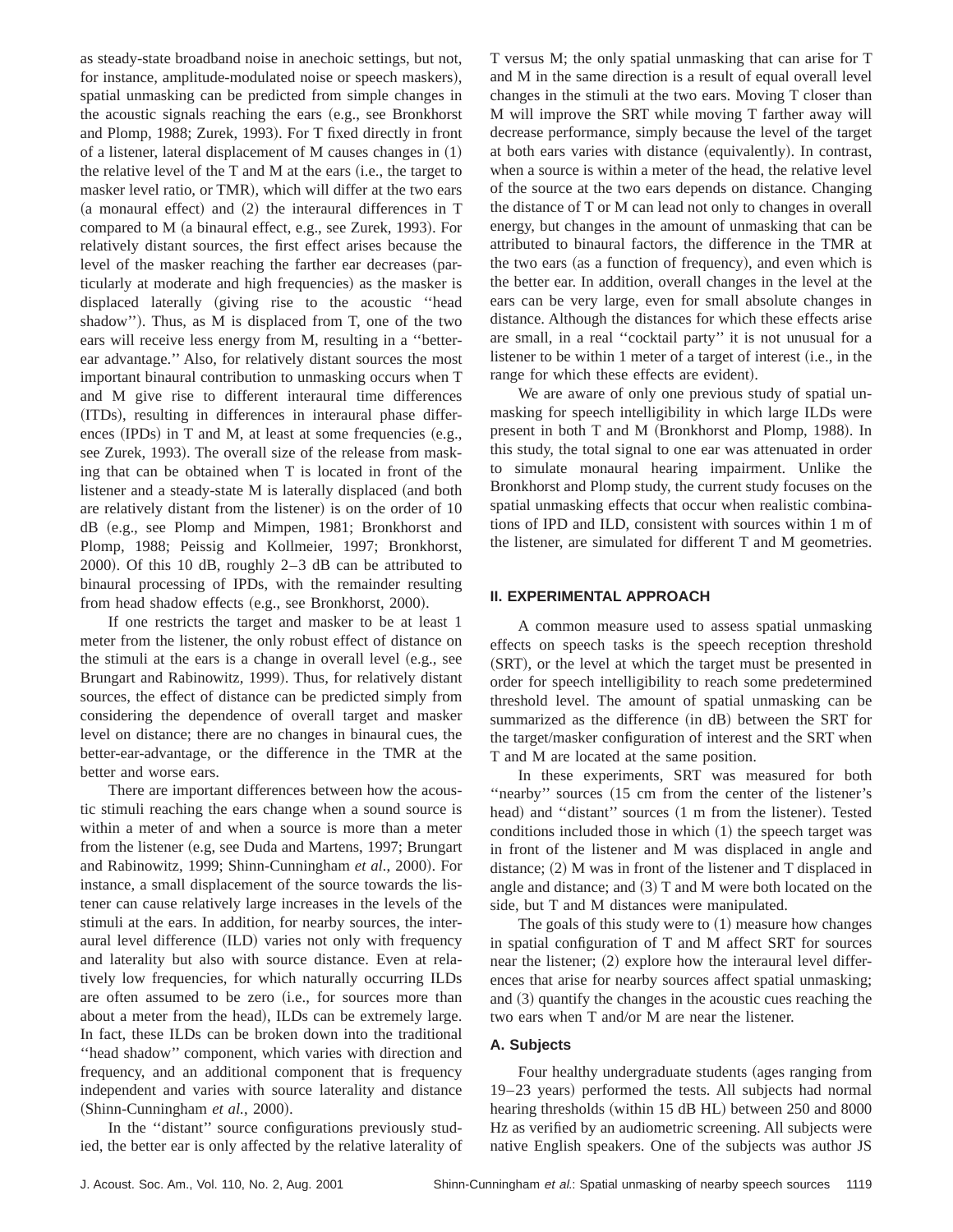as steady-state broadband noise in anechoic settings, but not, for instance, amplitude-modulated noise or speech maskers), spatial unmasking can be predicted from simple changes in the acoustic signals reaching the ears (e.g., see Bronkhorst and Plomp, 1988; Zurek, 1993). For T fixed directly in front of a listener, lateral displacement of M causes changes in (1) the relative level of the T and M at the ears (i.e., the target to masker level ratio, or TMR), which will differ at the two ears (a monaural effect) and (2) the interaural differences in T compared to M (a binaural effect, e.g., see Zurek, 1993). For relatively distant sources, the first effect arises because the level of the masker reaching the farther ear decreases (particularly at moderate and high frequencies) as the masker is displaced laterally (giving rise to the acoustic ''head shadow''). Thus, as M is displaced from T, one of the two ears will receive less energy from M, resulting in a ''better-ear advantage.'' Also, for relatively distant sources the most important binaural contribution to unmasking occurs when T and M give rise to different interaural time differences (ITDs), resulting in differences in interaural phase differences (IPDs) in T and M, at least at some frequencies (e.g., see Zurek, 1993). The overall size of the release from masking that can be obtained when T is located in front of the listener and a steady-state M is laterally displaced (and both are relatively distant from the listener) is on the order of 10 dB (e.g., see Plomp and Mimpen, 1981; Bronkhorst and Plomp, 1988; Peissig and Kollmeier, 1997; Bronkhorst, 2000). Of this 10 dB, roughly 2–3 dB can be attributed to binaural processing of IPDs, with the remainder resulting from head shadow effects (e.g., see Bronkhorst, 2000).

If one restricts the target and masker to be at least 1 meter from the listener, the only robust effect of distance on the stimuli at the ears is a change in overall level (e.g., see Brungart and Rabinowitz, 1999). Thus, for relatively distant sources, the effect of distance can be predicted simply from considering the dependence of overall target and masker level on distance; there are no changes in binaural cues, the better-ear-advantage, or the difference in the TMR at the better and worse ears.

There are important differences between how the acoustic stimuli reaching the ears change when a sound source is within a meter of and when a source is more than a meter from the listener (e.g, see Duda and Martens, 1997; Brungart and Rabinowitz, 1999; Shinn-Cunningham *et al.*, 2000). For instance, a small displacement of the source towards the listener can cause relatively large increases in the levels of the stimuli at the ears. In addition, for nearby sources, the interaural level difference (ILD) varies not only with frequency and laterality but also with source distance. Even at relatively low frequencies, for which naturally occurring ILDs are often assumed to be zero (i.e., for sources more than about a meter from the head), ILDs can be extremely large. In fact, these ILDs can be broken down into the traditional ''head shadow'' component, which varies with direction and frequency, and an additional component that is frequency independent and varies with source laterality and distance (Shinn-Cunningham *et al.*, 2000).

In the ''distant'' source configurations previously studied, the better ear is only affected by the relative laterality of T versus M; the only spatial unmasking that can arise for T and M in the same direction is a result of equal overall level changes in the stimuli at the two ears. Moving T closer than M will improve the SRT while moving T farther away will decrease performance, simply because the level of the target at both ears varies with distance (equivalently). In contrast, when a source is within a meter of the head, the relative level of the source at the two ears depends on distance. Changing the distance of T or M can lead not only to changes in overall energy, but changes in the amount of unmasking that can be attributed to binaural factors, the difference in the TMR at the two ears (as a function of frequency), and even which is the better ear. In addition, overall changes in the level at the ears can be very large, even for small absolute changes in distance. Although the distances for which these effects arise are small, in a real ''cocktail party'' it is not unusual for a listener to be within 1 meter of a target of interest (i.e., in the range for which these effects are evident).

We are aware of only one previous study of spatial unmasking for speech intelligibility in which large ILDs were present in both T and M (Bronkhorst and Plomp, 1988). In this study, the total signal to one ear was attenuated in order to simulate monaural hearing impairment. Unlike the Bronkhorst and Plomp study, the current study focuses on the spatial unmasking effects that occur when realistic combinations of IPD and ILD, consistent with sources within 1 m of the listener, are simulated for different T and M geometries.

## II. EXPERIMENTAL APPROACH

A common measure used to assess spatial unmasking effects on speech tasks is the speech reception threshold (SRT), or the level at which the target must be presented in order for speech intelligibility to reach some predetermined threshold level. The amount of spatial unmasking can be summarized as the difference (in dB) between the SRT for the target/masker configuration of interest and the SRT when T and M are located at the same position.

In these experiments, SRT was measured for both ''nearby'' sources (15 cm from the center of the listener's head) and ''distant'' sources (1 m from the listener). Tested conditions included those in which (1) the speech target was in front of the listener and M was displaced in angle and distance; (2) M was in front of the listener and T displaced in angle and distance; and (3) T and M were both located on the side, but T and M distances were manipulated.

The goals of this study were to (1) measure how changes in spatial configuration of T and M affect SRT for sources near the listener; (2) explore how the interaural level differences that arise for nearby sources affect spatial unmasking; and (3) quantify the changes in the acoustic cues reaching the two ears when T and/or M are near the listener.

### A. Subjects

Four healthy undergraduate students (ages ranging from 19–23 years) performed the tests. All subjects had normal hearing thresholds (within 15 dB HL) between 250 and 8000 Hz as verified by an audiometric screening. All subjects were native English speakers. One of the subjects was author JS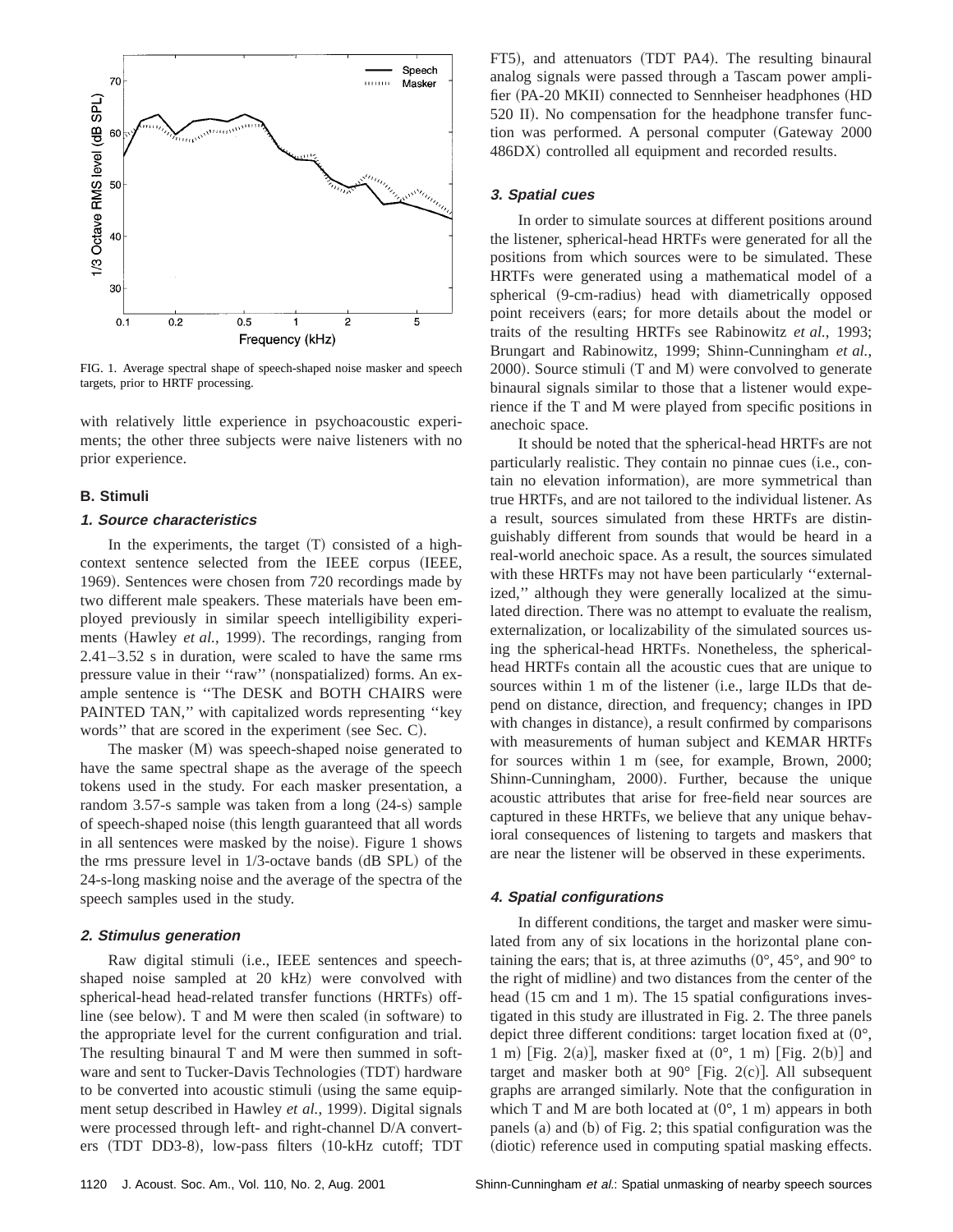FIG. 1. Average spectral shape of speech-shaped noise masker and speech targets, prior to HRTF processing.

with relatively little experience in psychoacoustic experiments; the other three subjects were naive listeners with no prior experience.

### B. Stimuli

#### *1. Source characteristics*

In the experiments, the target (T) consisted of a high-context sentence selected from the IEEE corpus (IEEE, 1969). Sentences were chosen from 720 recordings made by two different male speakers. These materials have been employed previously in similar speech intelligibility experiments (Hawley *et al.*, 1999). The recordings, ranging from 2.41–3.52 s in duration, were scaled to have the same rms pressure value in their ''raw'' (nonspatialized) forms. An example sentence is ''The DESK and BOTH CHAIRS were PAINTED TAN,'' with capitalized words representing ''key words'' that are scored in the experiment (see Sec. C).

The masker (M) was speech-shaped noise generated to have the same spectral shape as the average of the speech tokens used in the study. For each masker presentation, a random 3.57-s sample was taken from a long (24-s) sample of speech-shaped noise (this length guaranteed that all words in all sentences were masked by the noise). Figure 1 shows the rms pressure level in 1/3-octave bands (dB SPL) of the 24-s-long masking noise and the average of the spectra of the speech samples used in the study.

#### *2. Stimulus generation*

Raw digital stimuli (i.e., IEEE sentences and speech-shaped noise sampled at 20 kHz) were convolved with spherical-head head-related transfer functions (HRTFs) offline (see below). T and M were then scaled (in software) to the appropriate level for the current configuration and trial. The resulting binaural T and M were then summed in software and sent to Tucker-Davis Technologies (TDT) hardware to be converted into acoustic stimuli (using the same equipment setup described in Hawley *et al.*, 1999). Digital signals were processed through left- and right-channel D/A converters (TDT DD3-8), low-pass filters (10-kHz cutoff; TDT FT5), and attenuators (TDT PA4). The resulting binaural analog signals were passed through a Tascam power amplifier (PA-20 MKII) connected to Sennheiser headphones (HD 520 II). No compensation for the headphone transfer function was performed. A personal computer (Gateway 2000 486DX) controlled all equipment and recorded results.

#### *3. Spatial cues*

In order to simulate sources at different positions around the listener, spherical-head HRTFs were generated for all the positions from which sources were to be simulated. These HRTFs were generated using a mathematical model of a spherical (9-cm-radius) head with diametrically opposed point receivers (ears; for more details about the model or traits of the resulting HRTFs see Rabinowitz *et al.*, 1993; Brungart and Rabinowitz, 1999; Shinn-Cunningham *et al.*, 2000). Source stimuli (T and M) were convolved to generate binaural signals similar to those that a listener would experience if the T and M were played from specific positions in anechoic space.

It should be noted that the spherical-head HRTFs are not particularly realistic. They contain no pinnae cues (i.e., contain no elevation information), are more symmetrical than true HRTFs, and are not tailored to the individual listener. As a result, sources simulated from these HRTFs are distinguishably different from sounds that would be heard in a real-world anechoic space. As a result, the sources simulated with these HRTFs may not have been particularly ''externalized,'' although they were generally localized at the simulated direction. There was no attempt to evaluate the realism, externalization, or localizability of the simulated sources using the spherical-head HRTFs. Nonetheless, the spherical-head HRTFs contain all the acoustic cues that are unique to sources within 1 m of the listener (i.e., large ILDs that depend on distance, direction, and frequency; changes in IPD with changes in distance), a result confirmed by comparisons with measurements of human subject and KEMAR HRTFs for sources within 1 m (see, for example, Brown, 2000; Shinn-Cunningham, 2000). Further, because the unique acoustic attributes that arise for free-field near sources are captured in these HRTFs, we believe that any unique behavioral consequences of listening to targets and maskers that are near the listener will be observed in these experiments.

#### *4. Spatial configurations*

In different conditions, the target and masker were simulated from any of six locations in the horizontal plane containing the ears; that is, at three azimuths (0°, 45°, and 90° to the right of midline) and two distances from the center of the head (15 cm and 1 m). The 15 spatial configurations investigated in this study are illustrated in Fig. 2. The three panels depict three different conditions: target location fixed at (0°, 1 m) [Fig. 2(a)], masker fixed at (0°, 1 m) [Fig. 2(b)] and target and masker both at 90° [Fig. 2(c)]. All subsequent graphs are arranged similarly. Note that the configuration in which T and M are both located at (0°, 1 m) appears in both panels (a) and (b) of Fig. 2; this spatial configuration was the (diotic) reference used in computing spatial masking effects.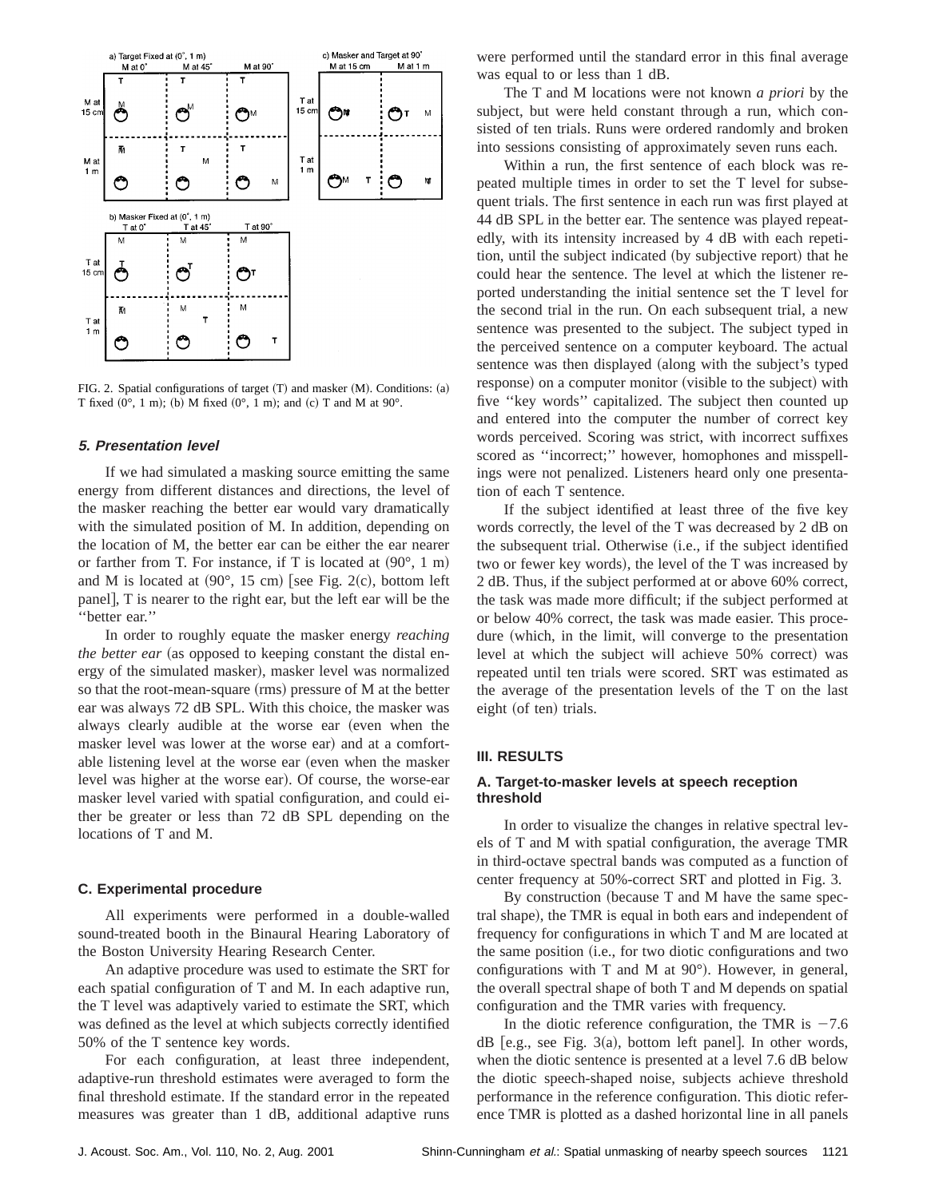FIG. 2. Spatial configurations of target (T) and masker (M). Conditions: (a) T fixed (0°, 1 m); (b) M fixed (0°, 1 m); and (c) T and M at 90°.

#### 5. Presentation level

If we had simulated a masking source emitting the same energy from different distances and directions, the level of the masker reaching the better ear would vary dramatically with the simulated position of M. In addition, depending on the location of M, the better ear can be either the ear nearer or farther from T. For instance, if T is located at (90°, 1 m) and M is located at (90°, 15 cm) [see Fig. 2(c), bottom left panel], T is nearer to the right ear, but the left ear will be the ''better ear.''

In order to roughly equate the masker energy *reaching the better ear* (as opposed to keeping constant the distal energy of the simulated masker), masker level was normalized so that the root-mean-square (rms) pressure of M at the better ear was always 72 dB SPL. With this choice, the masker was always clearly audible at the worse ear (even when the masker level was lower at the worse ear) and at a comfortable listening level at the worse ear (even when the masker level was higher at the worse ear). Of course, the worse-ear masker level varied with spatial configuration, and could either be greater or less than 72 dB SPL depending on the locations of T and M.

### C. Experimental procedure

All experiments were performed in a double-walled sound-treated booth in the Binaural Hearing Laboratory of the Boston University Hearing Research Center.

An adaptive procedure was used to estimate the SRT for each spatial configuration of T and M. In each adaptive run, the T level was adaptively varied to estimate the SRT, which was defined as the level at which subjects correctly identified 50% of the T sentence key words.

For each configuration, at least three independent, adaptive-run threshold estimates were averaged to form the final threshold estimate. If the standard error in the repeated measures was greater than 1 dB, additional adaptive runs were performed until the standard error in this final average was equal to or less than 1 dB.

The T and M locations were not known *a priori* by the subject, but were held constant through a run, which consisted of ten trials. Runs were ordered randomly and broken into sessions consisting of approximately seven runs each.

Within a run, the first sentence of each block was repeated multiple times in order to set the T level for subsequent trials. The first sentence in each run was first played at 44 dB SPL in the better ear. The sentence was played repeatedly, with its intensity increased by 4 dB with each repetition, until the subject indicated (by subjective report) that he could hear the sentence. The level at which the listener reported understanding the initial sentence set the T level for the second trial in the run. On each subsequent trial, a new sentence was presented to the subject. The subject typed in the perceived sentence on a computer keyboard. The actual sentence was then displayed (along with the subject's typed response) on a computer monitor (visible to the subject) with five ''key words'' capitalized. The subject then counted up and entered into the computer the number of correct key words perceived. Scoring was strict, with incorrect suffixes scored as ''incorrect;'' however, homophones and misspellings were not penalized. Listeners heard only one presentation of each T sentence.

If the subject identified at least three of the five key words correctly, the level of the T was decreased by 2 dB on the subsequent trial. Otherwise (i.e., if the subject identified two or fewer key words), the level of the T was increased by 2 dB. Thus, if the subject performed at or above 60% correct, the task was made more difficult; if the subject performed at or below 40% correct, the task was made easier. This procedure (which, in the limit, will converge to the presentation level at which the subject will achieve 50% correct) was repeated until ten trials were scored. SRT was estimated as the average of the presentation levels of the T on the last eight (of ten) trials.

## III. RESULTS

### A. Target-to-masker levels at speech reception threshold

In order to visualize the changes in relative spectral levels of T and M with spatial configuration, the average TMR in third-octave spectral bands was computed as a function of center frequency at 50%-correct SRT and plotted in Fig. 3.

By construction (because T and M have the same spectral shape), the TMR is equal in both ears and independent of frequency for configurations in which T and M are located at the same position (i.e., for two diotic configurations and two configurations with T and M at 90°). However, in general, the overall spectral shape of both T and M depends on spatial configuration and the TMR varies with frequency.

In the diotic reference configuration, the TMR is −7.6 dB [e.g., see Fig. 3(a), bottom left panel]. In other words, when the diotic sentence is presented at a level 7.6 dB below the diotic speech-shaped noise, subjects achieve threshold performance in the reference configuration. This diotic reference TMR is plotted as a dashed horizontal line in all panels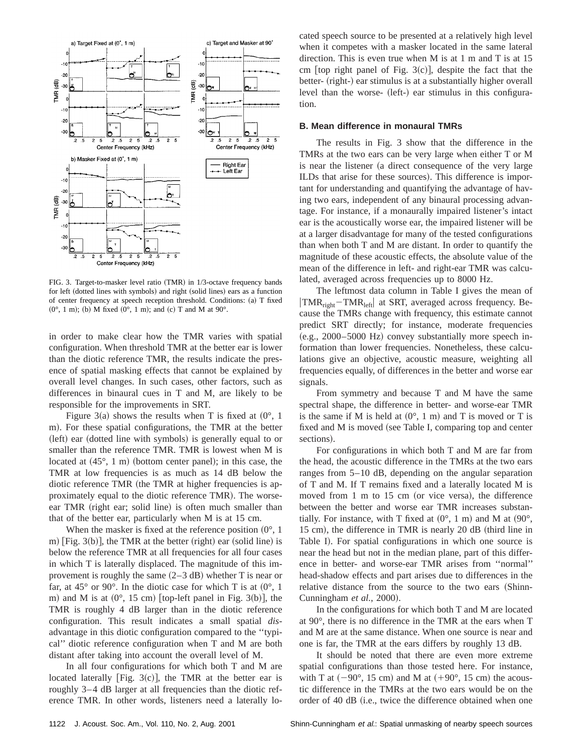FIG. 3. Target-to-masker level ratio (TMR) in 1/3-octave frequency bands for left (dotted lines with symbols) and right (solid lines) ears as a function of center frequency at speech reception threshold. Conditions: (a) T fixed (0°, 1 m); (b) M fixed (0°, 1 m); and (c) T and M at 90°.

in order to make clear how the TMR varies with spatial configuration. When threshold TMR at the better ear is lower than the diotic reference TMR, the results indicate the presence of spatial masking effects that cannot be explained by overall level changes. In such cases, other factors, such as differences in binaural cues in T and M, are likely to be responsible for the improvements in SRT.

Figure 3(a) shows the results when T is fixed at (0°, 1 m). For these spatial configurations, the TMR at the better (left) ear (dotted line with symbols) is generally equal to or smaller than the reference TMR. TMR is lowest when M is located at (45°, 1 m) (bottom center panel); in this case, the TMR at low frequencies is as much as 14 dB below the diotic reference TMR (the TMR at higher frequencies is approximately equal to the diotic reference TMR). The worse-ear TMR (right ear; solid line) is often much smaller than that of the better ear, particularly when M is at 15 cm.

When the masker is fixed at the reference position (0°, 1 m) [Fig. 3(b)], the TMR at the better (right) ear (solid line) is below the reference TMR at all frequencies for all four cases in which T is laterally displaced. The magnitude of this improvement is roughly the same (2–3 dB) whether T is near or far, at 45° or 90°. In the diotic case for which T is at (0°, 1 m) and M is at (0°, 15 cm) [top-left panel in Fig. 3(b)], the TMR is roughly 4 dB larger than in the diotic reference configuration. This result indicates a small spatial *dis*advantage in this diotic configuration compared to the ''typical'' diotic reference configuration when T and M are both distant after taking into account the overall level of M.

In all four configurations for which both T and M are located laterally [Fig. 3(c)], the TMR at the better ear is roughly 3–4 dB larger at all frequencies than the diotic reference TMR. In other words, listeners need a laterally located speech source to be presented at a relatively high level when it competes with a masker located in the same lateral direction. This is even true when M is at 1 m and T is at 15 cm [top right panel of Fig. 3(c)], despite the fact that the better- (right-) ear stimulus is at a substantially higher overall level than the worse- (left-) ear stimulus in this configuration.

## B. Mean difference in monaural TMRs

The results in Fig. 3 show that the difference in the TMRs at the two ears can be very large when either T or M is near the listener (a direct consequence of the very large ILDs that arise for these sources). This difference is important for understanding and quantifying the advantage of having two ears, independent of any binaural processing advantage. For instance, if a monaurally impaired listener's intact ear is the acoustically worse ear, the impaired listener will be at a larger disadvantage for many of the tested configurations than when both T and M are distant. In order to quantify the magnitude of these acoustic effects, the absolute value of the mean of the difference in left- and right-ear TMR was calculated, averaged across frequencies up to 8000 Hz.

The leftmost data column in Table I gives the mean of $|\mathrm{TMR}_{\mathrm{right}} - \mathrm{TMR}_{\mathrm{left}}|$ at SRT, averaged across frequency. Because the TMRs change with frequency, this estimate cannot predict SRT directly; for instance, moderate frequencies (e.g., 2000–5000 Hz) convey substantially more speech information than lower frequencies. Nonetheless, these calculations give an objective, acoustic measure, weighting all frequencies equally, of differences in the better and worse ear signals.

From symmetry and because T and M have the same spectral shape, the difference in better- and worse-ear TMR is the same if M is held at (0°, 1 m) and T is moved or T is fixed and M is moved (see Table I, comparing top and center sections).

For configurations in which both T and M are far from the head, the acoustic difference in the TMRs at the two ears ranges from 5–10 dB, depending on the angular separation of T and M. If T remains fixed and a laterally located M is moved from 1 m to 15 cm (or vice versa), the difference between the better and worse ear TMR increases substantially. For instance, with T fixed at (0°, 1 m) and M at (90°, 15 cm), the difference in TMR is nearly 20 dB (third line in Table I). For spatial configurations in which one source is near the head but not in the median plane, part of this difference in better- and worse-ear TMR arises from ''normal'' head-shadow effects and part arises due to differences in the relative distance from the source to the two ears (Shinn-Cunningham *et al.*, 2000).

In the configurations for which both T and M are located at 90°, there is no difference in the TMR at the ears when T and M are at the same distance. When one source is near and one is far, the TMR at the ears differs by roughly 13 dB.

It should be noted that there are even more extreme spatial configurations than those tested here. For instance, with T at (−90°, 15 cm) and M at (+90°, 15 cm) the acoustic difference in the TMRs at the two ears would be on the order of 40 dB (i.e., twice the difference obtained when one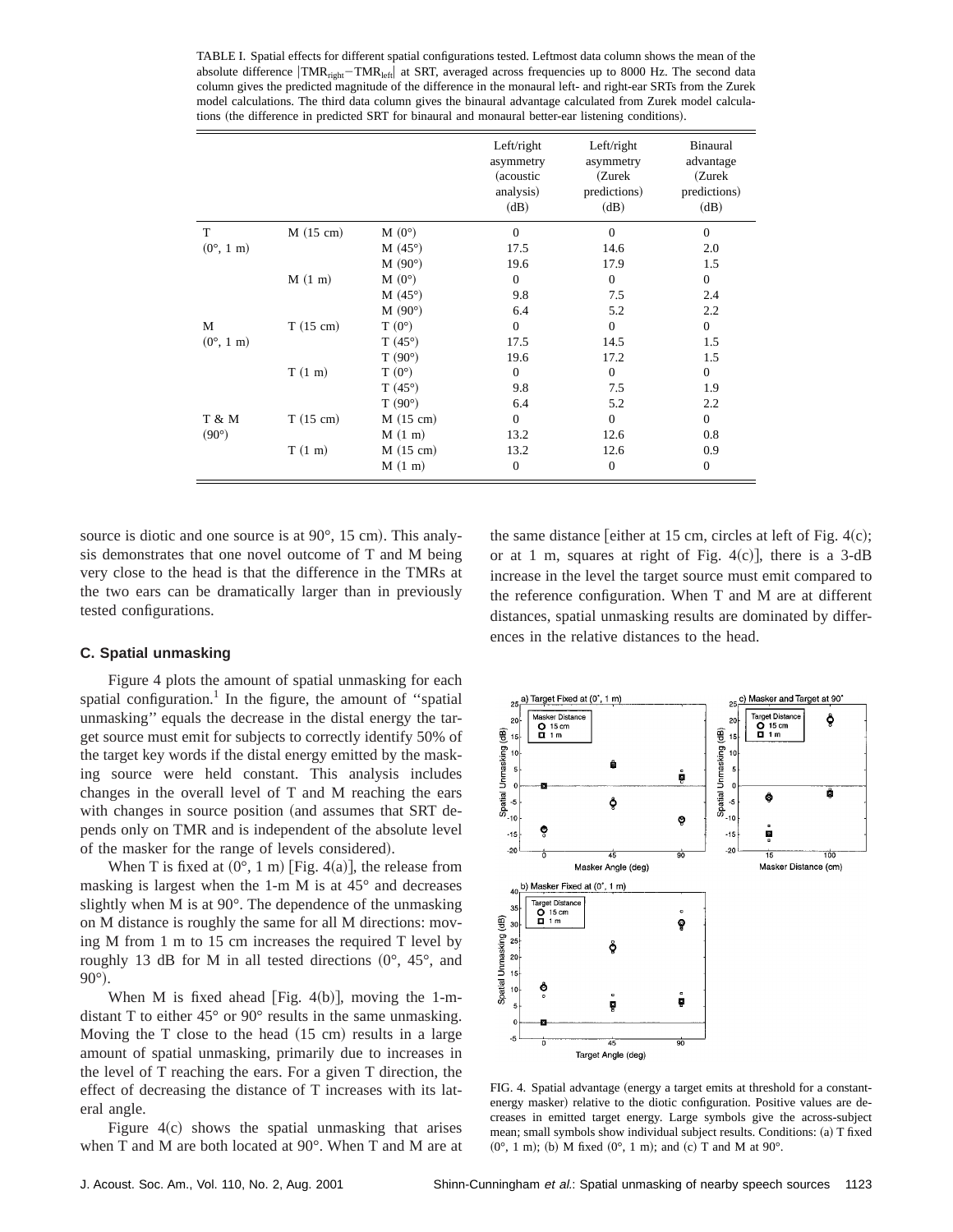TABLE I. Spatial effects for different spatial configurations tested. Leftmost data column shows the mean of the absolute difference $|\mathrm{TMR}_{\mathrm{right}} - \mathrm{TMR}_{\mathrm{left}}|$ at SRT, averaged across frequencies up to 8000 Hz. The second data column gives the predicted magnitude of the difference in the monaural left- and right-ear SRTs from the Zurek model calculations. The third data column gives the binaural advantage calculated from Zurek model calculations (the difference in predicted SRT for binaural and monaural better-ear listening conditions).

| | | | Left/right asymmetry (acoustic analysis) (dB) | Left/right asymmetry (Zurek predictions) (dB) | Binaural advantage (Zurek predictions) (dB) |
|---|---|---|---|---|---|
| T (0°, 1 m) | M (15 cm) | M (0°) | 0 | 0 | 0 |
| | | M (45°) | 17.5 | 14.6 | 2.0 |
| | | M (90°) | 19.6 | 17.9 | 1.5 |
| | M (1 m) | M (0°) | 0 | 0 | 0 |
| | | M (45°) | 9.8 | 7.5 | 2.4 |
| | | M (90°) | 6.4 | 5.2 | 2.2 |
| M (0°, 1 m) | T (15 cm) | T (0°) | 0 | 0 | 0 |
| | | T (45°) | 17.5 | 14.5 | 1.5 |
| | | T (90°) | 19.6 | 17.2 | 1.5 |
| | T (1 m) | T (0°) | 0 | 0 | 0 |
| | | T (45°) | 9.8 | 7.5 | 1.9 |
| | | T (90°) | 6.4 | 5.2 | 2.2 |
| T & M (90°) | T (15 cm) | M (15 cm) | 0 | 0 | 0 |
| | | M (1 m) | 13.2 | 12.6 | 0.8 |
| | T (1 m) | M (15 cm) | 13.2 | 12.6 | 0.9 |
| | | M (1 m) | 0 | 0 | 0 |

source is diotic and one source is at 90°, 15 cm). This analysis demonstrates that one novel outcome of T and M being very close to the head is that the difference in the TMRs at the two ears can be dramatically larger than in previously tested configurations.

### C. Spatial unmasking

Figure 4 plots the amount of spatial unmasking for each spatial configuration.[1] In the figure, the amount of "spatial unmasking" equals the decrease in the distal energy the target source must emit for subjects to correctly identify 50% of the target key words if the distal energy emitted by the masking source were held constant. This analysis includes changes in the overall level of T and M reaching the ears with changes in source position (and assumes that SRT depends only on TMR and is independent of the absolute level of the masker for the range of levels considered).

When T is fixed at (0°, 1 m) [Fig. 4(a)], the release from masking is largest when the 1-m M is at 45° and decreases slightly when M is at 90°. The dependence of the unmasking on M distance is roughly the same for all M directions: moving M from 1 m to 15 cm increases the required T level by roughly 13 dB for M in all tested directions (0°, 45°, and 90°).

When M is fixed ahead [Fig. 4(b)], moving the 1-m-distant T to either 45° or 90° results in the same unmasking. Moving the T close to the head (15 cm) results in a large amount of spatial unmasking, primarily due to increases in the level of T reaching the ears. For a given T direction, the effect of decreasing the distance of T increases with its lateral angle.

Figure 4(c) shows the spatial unmasking that arises when T and M are both located at 90°. When T and M are at the same distance [either at 15 cm, circles at left of Fig. 4(c); or at 1 m, squares at right of Fig. 4(c)], there is a 3-dB increase in the level the target source must emit compared to the reference configuration. When T and M are at different distances, spatial unmasking results are dominated by differences in the relative distances to the head.

FIG. 4. Spatial advantage (energy a target emits at threshold for a constant-energy masker) relative to the diotic configuration. Positive values are decreases in emitted target energy. Large symbols give the across-subject mean; small symbols show individual subject results. Conditions: (a) T fixed (0°, 1 m); (b) M fixed (0°, 1 m); and (c) T and M at 90°.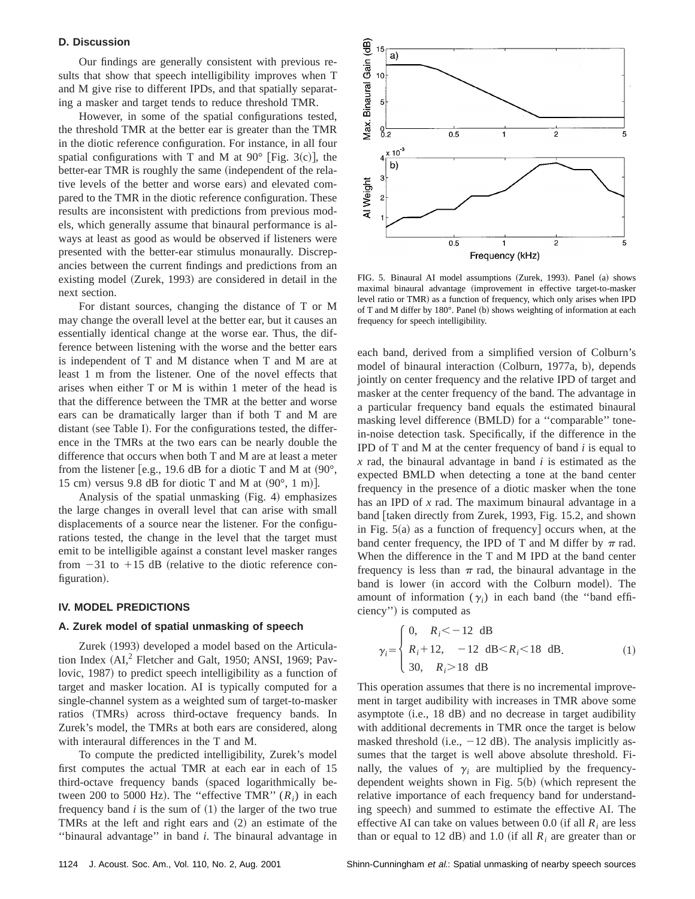### D. Discussion

Our findings are generally consistent with previous results that show that speech intelligibility improves when T and M give rise to different IPDs, and that spatially separating a masker and target tends to reduce threshold TMR.

However, in some of the spatial configurations tested, the threshold TMR at the better ear is greater than the TMR in the diotic reference configuration. For instance, in all four spatial configurations with T and M at 90° [Fig. 3(c)], the better-ear TMR is roughly the same (independent of the relative levels of the better and worse ears) and elevated compared to the TMR in the diotic reference configuration. These results are inconsistent with predictions from previous models, which generally assume that binaural performance is always at least as good as would be observed if listeners were presented with the better-ear stimulus monaurally. Discrepancies between the current findings and predictions from an existing model (Zurek, 1993) are considered in detail in the next section.

For distant sources, changing the distance of T or M may change the overall level at the better ear, but it causes an essentially identical change at the worse ear. Thus, the difference between listening with the worse and the better ears is independent of T and M distance when T and M are at least 1 m from the listener. One of the novel effects that arises when either T or M is within 1 meter of the head is that the difference between the TMR at the better and worse ears can be dramatically larger than if both T and M are distant (see Table I). For the configurations tested, the difference in the TMRs at the two ears can be nearly double the difference that occurs when both T and M are at least a meter from the listener [e.g., 19.6 dB for a diotic T and M at (90°, 15 cm) versus 9.8 dB for diotic T and M at (90°, 1 m)].

Analysis of the spatial unmasking (Fig. 4) emphasizes the large changes in overall level that can arise with small displacements of a source near the listener. For the configurations tested, the change in the level that the target must emit to be intelligible against a constant level masker ranges from −31 to +15 dB (relative to the diotic reference configuration).

## IV. MODEL PREDICTIONS

### A. Zurek model of spatial unmasking of speech

Zurek (1993) developed a model based on the Articulation Index (AI,[2] Fletcher and Galt, 1950; ANSI, 1969; Pavlovic, 1987) to predict speech intelligibility as a function of target and masker location. AI is typically computed for a single-channel system as a weighted sum of target-to-masker ratios (TMRs) across third-octave frequency bands. In Zurek's model, the TMRs at both ears are considered, along with interaural differences in the T and M.

To compute the predicted intelligibility, Zurek's model first computes the actual TMR at each ear in each of 15 third-octave frequency bands (spaced logarithmically between 200 to 5000 Hz). The "effective TMR" ($R_i$) in each frequency band $i$ is the sum of (1) the larger of the two true TMRs at the left and right ears and (2) an estimate of the "binaural advantage" in band $i$. The binaural advantage in each band, derived from a simplified version of Colburn's model of binaural interaction (Colburn, 1977a, b), depends jointly on center frequency and the relative IPD of target and masker at the center frequency of the band. The advantage in a particular frequency band equals the estimated binaural masking level difference (BMLD) for a "comparable" tone-in-noise detection task. Specifically, if the difference in the IPD of T and M at the center frequency of band $i$ is equal to $x$ rad, the binaural advantage in band $i$ is estimated as the expected BMLD when detecting a tone at the band center frequency in the presence of a diotic masker when the tone has an IPD of $x$ rad. The maximum binaural advantage in a band [taken directly from Zurek, 1993, Fig. 15.2, and shown in Fig. 5(a) as a function of frequency] occurs when, at the band center frequency, the IPD of T and M differ by $\pi$ rad. When the difference in the T and M IPD at the band center frequency is less than $\pi$ rad, the binaural advantage in the band is lower (in accord with the Colburn model). The amount of information ($\gamma_i$) in each band (the "band efficiency") is computed as

$$\gamma_i = \begin{cases} 0, & R_i < -12 \text{ dB} \\ R_i + 12, & -12 \text{ dB} < R_i < 18 \text{ dB}. \\ 30, & R_i > 18 \text{ dB} \end{cases} \tag{1}$$

This operation assumes that there is no incremental improvement in target audibility with increases in TMR above some asymptote (i.e., 18 dB) and no decrease in target audibility with additional decrements in TMR once the target is below masked threshold (i.e., −12 dB). The analysis implicitly assumes that the target is well above absolute threshold. Finally, the values of $\gamma_i$ are multiplied by the frequency-dependent weights shown in Fig. 5(b) (which represent the relative importance of each frequency band for understanding speech) and summed to estimate the effective AI. The effective AI can take on values between 0.0 (if all $R_i$ are less than or equal to 12 dB) and 1.0 (if all $R_i$ are greater than or

FIG. 5. Binaural AI model assumptions (Zurek, 1993). Panel (a) shows maximal binaural advantage (improvement in effective target-to-masker level ratio or TMR) as a function of frequency, which only arises when IPD of T and M differ by 180°. Panel (b) shows weighting of information at each frequency for speech intelligibility.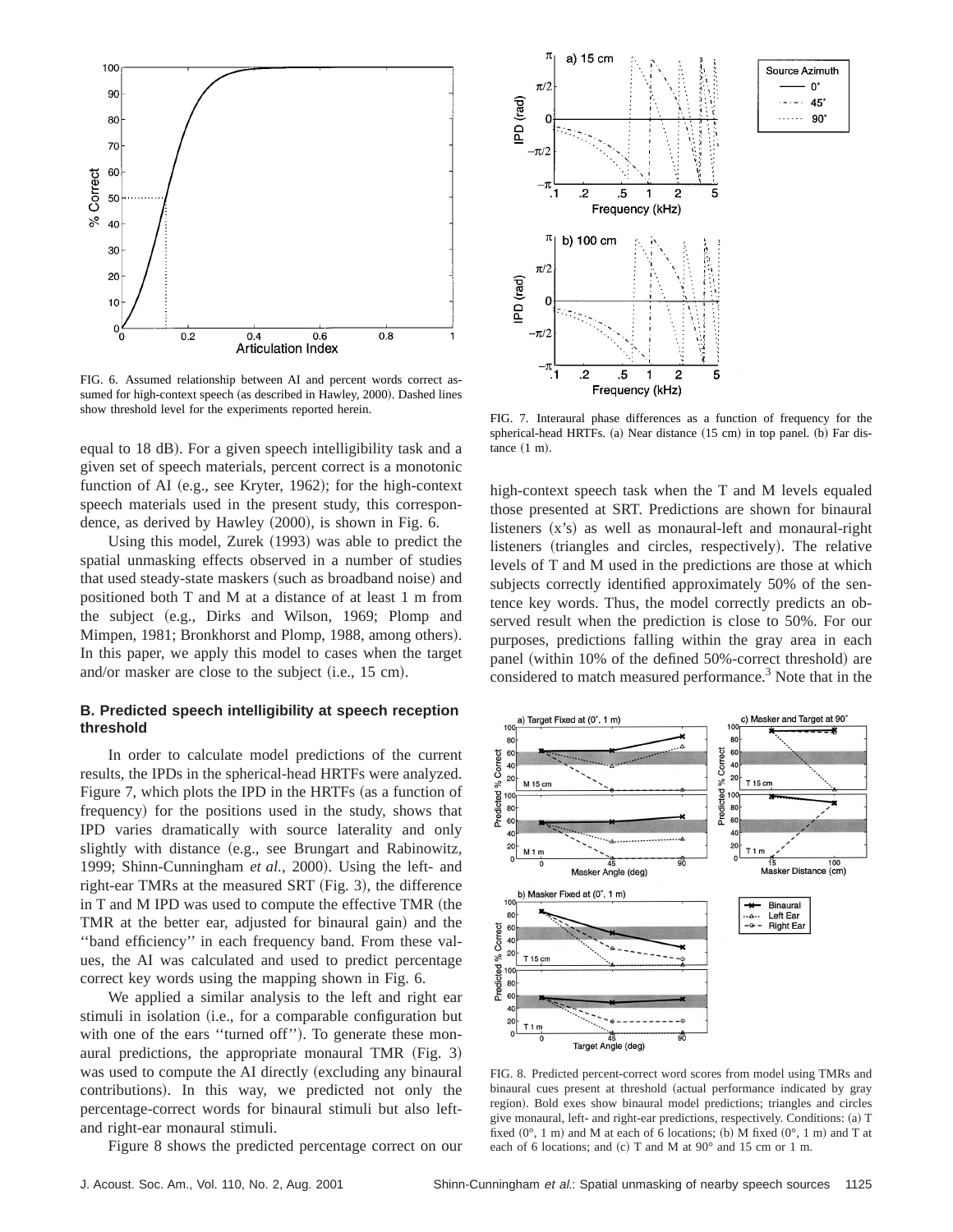FIG. 6. Assumed relationship between AI and percent words correct assumed for high-context speech (as described in Hawley, 2000). Dashed lines show threshold level for the experiments reported herein.

equal to 18 dB). For a given speech intelligibility task and a given set of speech materials, percent correct is a monotonic function of AI (e.g., see Kryter, 1962); for the high-context speech materials used in the present study, this correspondence, as derived by Hawley (2000), is shown in Fig. 6.

Using this model, Zurek (1993) was able to predict the spatial unmasking effects observed in a number of studies that used steady-state maskers (such as broadband noise) and positioned both T and M at a distance of at least 1 m from the subject (e.g., Dirks and Wilson, 1969; Plomp and Mimpen, 1981; Bronkhorst and Plomp, 1988, among others). In this paper, we apply this model to cases when the target and/or masker are close to the subject (i.e., 15 cm).

### B. Predicted speech intelligibility at speech reception threshold

In order to calculate model predictions of the current results, the IPDs in the spherical-head HRTFs were analyzed. Figure 7, which plots the IPD in the HRTFs (as a function of frequency) for the positions used in the study, shows that IPD varies dramatically with source laterality and only slightly with distance (e.g., see Brungart and Rabinowitz, 1999; Shinn-Cunningham *et al.*, 2000). Using the left- and right-ear TMRs at the measured SRT (Fig. 3), the difference in T and M IPD was used to compute the effective TMR (the TMR at the better ear, adjusted for binaural gain) and the "band efficiency" in each frequency band. From these values, the AI was calculated and used to predict percentage correct key words using the mapping shown in Fig. 6.

We applied a similar analysis to the left and right ear stimuli in isolation (i.e., for a comparable configuration but with one of the ears "turned off"). To generate these monaural predictions, the appropriate monaural TMR (Fig. 3) was used to compute the AI directly (excluding any binaural contributions). In this way, we predicted not only the percentage-correct words for binaural stimuli but also left- and right-ear monaural stimuli.

Figure 8 shows the predicted percentage correct on our high-context speech task when the T and M levels equaled those presented at SRT. Predictions are shown for binaural listeners (x's) as well as monaural-left and monaural-right listeners (triangles and circles, respectively). The relative levels of T and M used in the predictions are those at which subjects correctly identified approximately 50% of the sentence key words. Thus, the model correctly predicts an observed result when the prediction is close to 50%. For our purposes, predictions falling within the gray area in each panel (within 10% of the defined 50%-correct threshold) are considered to match measured performance.[3] Note that in the

FIG. 7. Interaural phase differences as a function of frequency for the spherical-head HRTFs. (a) Near distance (15 cm) in top panel. (b) Far distance (1 m).

FIG. 8. Predicted percent-correct word scores from model using TMRs and binaural cues present at threshold (actual performance indicated by gray region). Bold exes show binaural model predictions; triangles and circles give monaural, left- and right-ear predictions, respectively. Conditions: (a) T fixed (0°, 1 m) and M at each of 6 locations; (b) M fixed (0°, 1 m) and T at each of 6 locations; and (c) T and M at 90° and 15 cm or 1 m.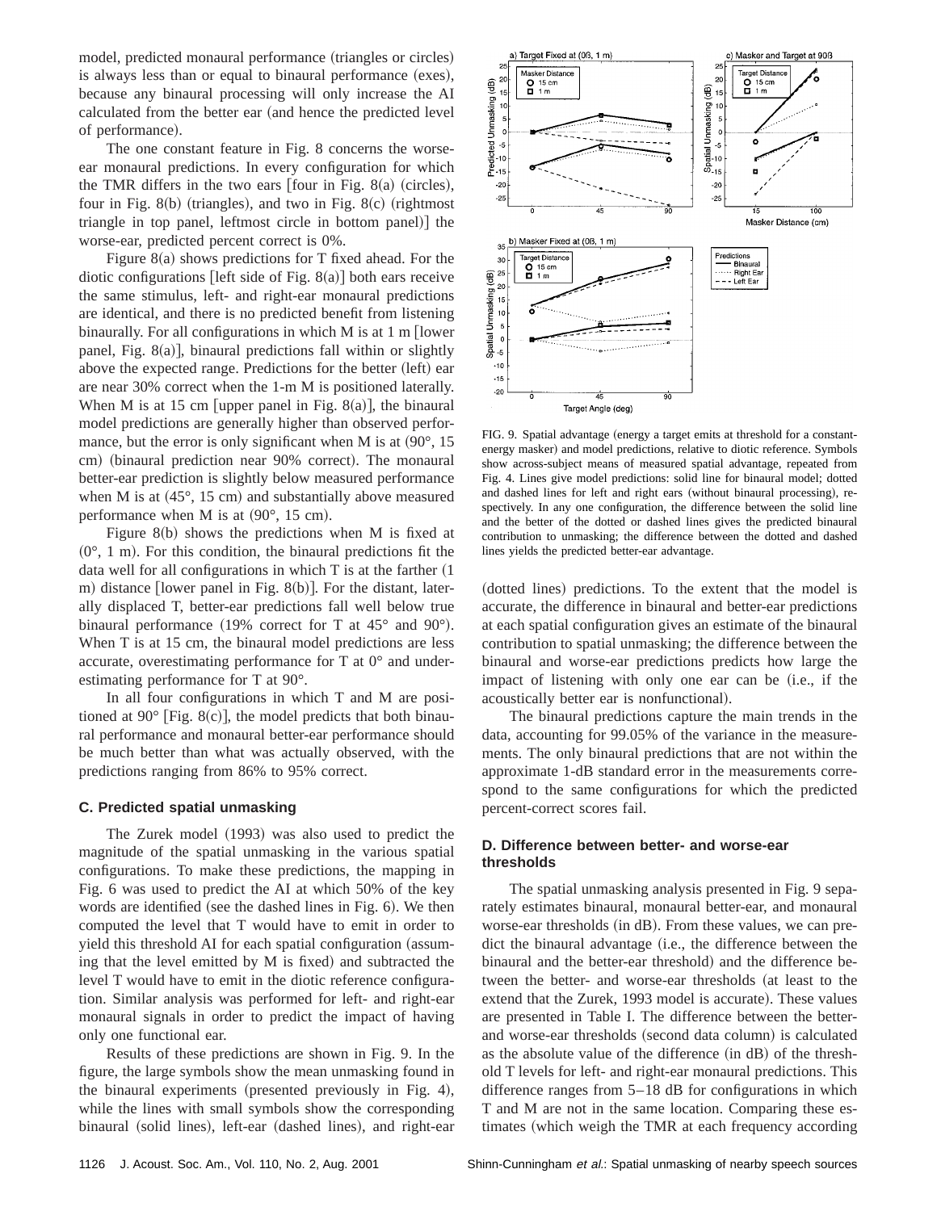model, predicted monaural performance (triangles or circles) is always less than or equal to binaural performance (exes), because any binaural processing will only increase the AI calculated from the better ear (and hence the predicted level of performance).

The one constant feature in Fig. 8 concerns the worse-ear monaural predictions. In every configuration for which the TMR differs in the two ears [four in Fig. 8(a) (circles), four in Fig. 8(b) (triangles), and two in Fig. 8(c) (rightmost triangle in top panel, leftmost circle in bottom panel)] the worse-ear, predicted percent correct is 0%.

Figure 8(a) shows predictions for T fixed ahead. For the diotic configurations [left side of Fig. 8(a)] both ears receive the same stimulus, left- and right-ear monaural predictions are identical, and there is no predicted benefit from listening binaurally. For all configurations in which M is at 1 m [lower panel, Fig. 8(a)], binaural predictions fall within or slightly above the expected range. Predictions for the better (left) ear are near 30% correct when the 1-m M is positioned laterally. When M is at 15 cm [upper panel in Fig. 8(a)], the binaural model predictions are generally higher than observed performance, but the error is only significant when M is at (90°, 15 cm) (binaural prediction near 90% correct). The monaural better-ear prediction is slightly below measured performance when M is at (45°, 15 cm) and substantially above measured performance when M is at (90°, 15 cm).

Figure 8(b) shows the predictions when M is fixed at (0°, 1 m). For this condition, the binaural predictions fit the data well for all configurations in which T is at the farther (1 m) distance [lower panel in Fig. 8(b)]. For the distant, laterally displaced T, better-ear predictions fall well below true binaural performance (19% correct for T at 45° and 90°). When T is at 15 cm, the binaural model predictions are less accurate, overestimating performance for T at 0° and underestimating performance for T at 90°.

In all four configurations in which T and M are positioned at 90° [Fig. 8(c)], the model predicts that both binaural performance and monaural better-ear performance should be much better than what was actually observed, with the predictions ranging from 86% to 95% correct.

### C. Predicted spatial unmasking

The Zurek model (1993) was also used to predict the magnitude of the spatial unmasking in the various spatial configurations. To make these predictions, the mapping in Fig. 6 was used to predict the AI at which 50% of the key words are identified (see the dashed lines in Fig. 6). We then computed the level that T would have to emit in order to yield this threshold AI for each spatial configuration (assuming that the level emitted by M is fixed) and subtracted the level T would have to emit in the diotic reference configuration. Similar analysis was performed for left- and right-ear monaural signals in order to predict the impact of having only one functional ear.

Results of these predictions are shown in Fig. 9. In the figure, the large symbols show the mean unmasking found in the binaural experiments (presented previously in Fig. 4), while the lines with small symbols show the corresponding binaural (solid lines), left-ear (dashed lines), and right-ear (dotted lines) predictions. To the extent that the model is accurate, the difference in binaural and better-ear predictions at each spatial configuration gives an estimate of the binaural contribution to spatial unmasking; the difference between the binaural and worse-ear predictions predicts how large the impact of listening with only one ear can be (i.e., if the acoustically better ear is nonfunctional).

FIG. 9. Spatial advantage (energy a target emits at threshold for a constant-energy masker) and model predictions, relative to diotic reference. Symbols show across-subject means of measured spatial advantage, repeated from Fig. 4. Lines give model predictions: solid line for binaural model; dotted and dashed lines for left and right ears (without binaural processing), respectively. In any one configuration, the difference between the solid line and the better of the dotted or dashed lines gives the predicted binaural contribution to unmasking; the difference between the dotted and dashed lines yields the predicted better-ear advantage.

The binaural predictions capture the main trends in the data, accounting for 99.05% of the variance in the measurements. The only binaural predictions that are not within the approximate 1-dB standard error in the measurements correspond to the same configurations for which the predicted percent-correct scores fail.

### D. Difference between better- and worse-ear thresholds

The spatial unmasking analysis presented in Fig. 9 separately estimates binaural, monaural better-ear, and monaural worse-ear thresholds (in dB). From these values, we can predict the binaural advantage (i.e., the difference between the binaural and the better-ear threshold) and the difference between the better- and worse-ear thresholds (at least to the extent that the Zurek, 1993 model is accurate). These values are presented in Table I. The difference between the better- and worse-ear thresholds (second data column) is calculated as the absolute value of the difference (in dB) of the threshold T levels for left- and right-ear monaural predictions. This difference ranges from 5–18 dB for configurations in which T and M are not in the same location. Comparing these estimates (which weigh the TMR at each frequency according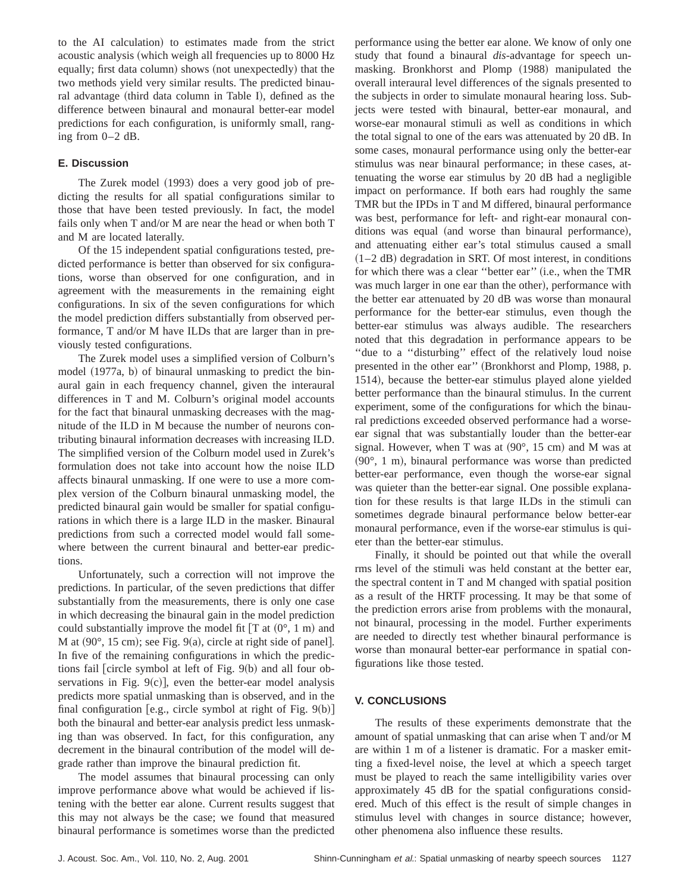to the AI calculation) to estimates made from the strict acoustic analysis (which weigh all frequencies up to 8000 Hz equally; first data column) shows (not unexpectedly) that the two methods yield very similar results. The predicted binaural advantage (third data column in Table I), defined as the difference between binaural and monaural better-ear model predictions for each configuration, is uniformly small, ranging from 0–2 dB.

### E. Discussion

The Zurek model (1993) does a very good job of predicting the results for all spatial configurations similar to those that have been tested previously. In fact, the model fails only when T and/or M are near the head or when both T and M are located laterally.

Of the 15 independent spatial configurations tested, predicted performance is better than observed for six configurations, worse than observed for one configuration, and in agreement with the measurements in the remaining eight configurations. In six of the seven configurations for which the model prediction differs substantially from observed performance, T and/or M have ILDs that are larger than in previously tested configurations.

The Zurek model uses a simplified version of Colburn's model (1977a, b) of binaural unmasking to predict the binaural gain in each frequency channel, given the interaural differences in T and M. Colburn's original model accounts for the fact that binaural unmasking decreases with the magnitude of the ILD in M because the number of neurons contributing binaural information decreases with increasing ILD. The simplified version of the Colburn model used in Zurek's formulation does not take into account how the noise ILD affects binaural unmasking. If one were to use a more complex version of the Colburn binaural unmasking model, the predicted binaural gain would be smaller for spatial configurations in which there is a large ILD in the masker. Binaural predictions from such a corrected model would fall somewhere between the current binaural and better-ear predictions.

Unfortunately, such a correction will not improve the predictions. In particular, of the seven predictions that differ substantially from the measurements, there is only one case in which decreasing the binaural gain in the model prediction could substantially improve the model fit [T at (0°, 1 m) and M at (90°, 15 cm); see Fig. 9(a), circle at right side of panel]. In five of the remaining configurations in which the predictions fail [circle symbol at left of Fig. 9(b) and all four observations in Fig. 9(c)], even the better-ear model analysis predicts more spatial unmasking than is observed, and in the final configuration [e.g., circle symbol at right of Fig. 9(b)] both the binaural and better-ear analysis predict less unmasking than was observed. In fact, for this configuration, any decrement in the binaural contribution of the model will degrade rather than improve the binaural prediction fit.

The model assumes that binaural processing can only improve performance above what would be achieved if listening with the better ear alone. Current results suggest that this may not always be the case; we found that measured binaural performance is sometimes worse than the predicted performance using the better ear alone. We know of only one study that found a binaural *dis*-advantage for speech unmasking. Bronkhorst and Plomp (1988) manipulated the overall interaural level differences of the signals presented to the subjects in order to simulate monaural hearing loss. Subjects were tested with binaural, better-ear monaural, and worse-ear monaural stimuli as well as conditions in which the total signal to one of the ears was attenuated by 20 dB. In some cases, monaural performance using only the better-ear stimulus was near binaural performance; in these cases, attenuating the worse ear stimulus by 20 dB had a negligible impact on performance. If both ears had roughly the same TMR but the IPDs in T and M differed, binaural performance was best, performance for left- and right-ear monaural conditions was equal (and worse than binaural performance), and attenuating either ear's total stimulus caused a small (1–2 dB) degradation in SRT. Of most interest, in conditions for which there was a clear "better ear" (i.e., when the TMR was much larger in one ear than the other), performance with the better ear attenuated by 20 dB was worse than monaural performance for the better-ear stimulus, even though the better-ear stimulus was always audible. The researchers noted that this degradation in performance appears to be "due to a "disturbing" effect of the relatively loud noise presented in the other ear" (Bronkhorst and Plomp, 1988, p. 1514), because the better-ear stimulus played alone yielded better performance than the binaural stimulus. In the current experiment, some of the configurations for which the binaural predictions exceeded observed performance had a worse-ear signal that was substantially louder than the better-ear signal. However, when T was at (90°, 15 cm) and M was at (90°, 1 m), binaural performance was worse than predicted better-ear performance, even though the worse-ear signal was quieter than the better-ear signal. One possible explanation for these results is that large ILDs in the stimuli can sometimes degrade binaural performance below better-ear monaural performance, even if the worse-ear stimulus is quieter than the better-ear stimulus.

Finally, it should be pointed out that while the overall rms level of the stimuli was held constant at the better ear, the spectral content in T and M changed with spatial position as a result of the HRTF processing. It may be that some of the prediction errors arise from problems with the monaural, not binaural, processing in the model. Further experiments are needed to directly test whether binaural performance is worse than monaural better-ear performance in spatial configurations like those tested.

## V. CONCLUSIONS

The results of these experiments demonstrate that the amount of spatial unmasking that can arise when T and/or M are within 1 m of a listener is dramatic. For a masker emitting a fixed-level noise, the level at which a speech target must be played to reach the same intelligibility varies over approximately 45 dB for the spatial configurations considered. Much of this effect is the result of simple changes in stimulus level with changes in source distance; however, other phenomena also influence these results.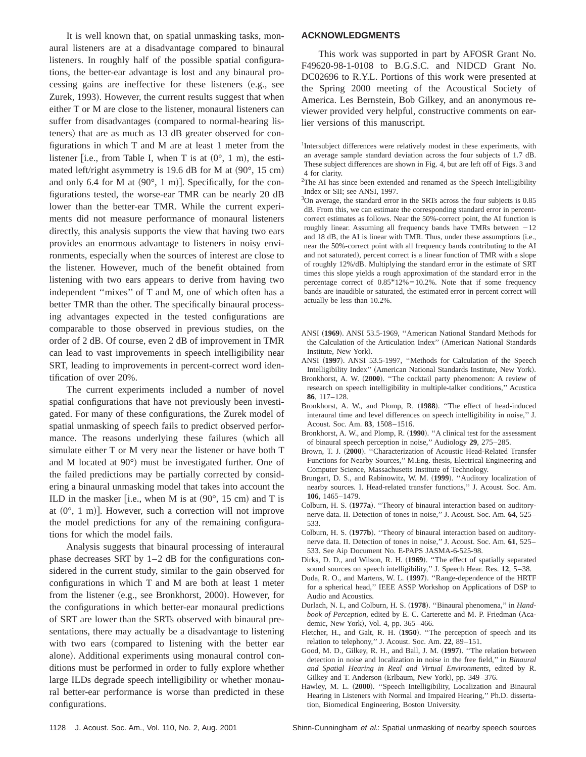It is well known that, on spatial unmasking tasks, monaural listeners are at a disadvantage compared to binaural listeners. In roughly half of the possible spatial configurations, the better-ear advantage is lost and any binaural processing gains are ineffective for these listeners (e.g., see Zurek, 1993). However, the current results suggest that when either T or M are close to the listener, monaural listeners can suffer from disadvantages (compared to normal-hearing listeners) that are as much as 13 dB greater observed for configurations in which T and M are at least 1 meter from the listener [i.e., from Table I, when T is at (0°, 1 m), the estimated left/right asymmetry is 19.6 dB for M at (90°, 15 cm) and only 6.4 for M at (90°, 1 m)]. Specifically, for the configurations tested, the worse-ear TMR can be nearly 20 dB lower than the better-ear TMR. While the current experiments did not measure performance of monaural listeners directly, this analysis supports the view that having two ears provides an enormous advantage to listeners in noisy environments, especially when the sources of interest are close to the listener. However, much of the benefit obtained from listening with two ears appears to derive from having two independent ''mixes'' of T and M, one of which often has a better TMR than the other. The specifically binaural processing advantages expected in the tested configurations are comparable to those observed in previous studies, on the order of 2 dB. Of course, even 2 dB of improvement in TMR can lead to vast improvements in speech intelligibility near SRT, leading to improvements in percent-correct word identification of over 20%.

The current experiments included a number of novel spatial configurations that have not previously been investigated. For many of these configurations, the Zurek model of spatial unmasking of speech fails to predict observed performance. The reasons underlying these failures (which all simulate either T or M very near the listener or have both T and M located at 90°) must be investigated further. One of the failed predictions may be partially corrected by considering a binaural unmasking model that takes into account the ILD in the masker [i.e., when M is at (90°, 15 cm) and T is at (0°, 1 m)]. However, such a correction will not improve the model predictions for any of the remaining configurations for which the model fails.

Analysis suggests that binaural processing of interaural phase decreases SRT by 1–2 dB for the configurations considered in the current study, similar to the gain observed for configurations in which T and M are both at least 1 meter from the listener (e.g., see Bronkhorst, 2000). However, for the configurations in which better-ear monaural predictions of SRT are lower than the SRTs observed with binaural presentations, there may actually be a disadvantage to listening with two ears (compared to listening with the better ear alone). Additional experiments using monaural control conditions must be performed in order to fully explore whether large ILDs degrade speech intelligibility or whether monaural better-ear performance is worse than predicted in these configurations.

## ACKNOWLEDGMENTS

This work was supported in part by AFOSR Grant No. F49620-98-1-0108 to B.G.S.C. and NIDCD Grant No. DC02696 to R.Y.L. Portions of this work were presented at the Spring 2000 meeting of the Acoustical Society of America. Les Bernstein, Bob Gilkey, and an anonymous reviewer provided very helpful, constructive comments on earlier versions of this manuscript.

[1]Intersubject differences were relatively modest in these experiments, with an average sample standard deviation across the four subjects of 1.7 dB. These subject differences are shown in Fig. 4, but are left off of Figs. 3 and 4 for clarity.

[2]The AI has since been extended and renamed as the Speech Intelligibility Index or SII; see ANSI, 1997.

[3]On average, the standard error in the SRTs across the four subjects is 0.85 dB. From this, we can estimate the corresponding standard error in percent-correct estimates as follows. Near the 50%-correct point, the AI function is roughly linear. Assuming all frequency bands have TMRs between −12 and 18 dB, the AI is linear with TMR. Thus, under these assumptions (i.e., near the 50%-correct point with all frequency bands contributing to the AI and not saturated), percent correct is a linear function of TMR with a slope of roughly 12%/dB. Multiplying the standard error in the estimate of SRT times this slope yields a rough approximation of the standard error in the percentage correct of 0.85*12%=10.2%. Note that if some frequency bands are inaudible or saturated, the estimated error in percent correct will actually be less than 10.2%.

ANSI (**1969**). ANSI 53.5-1969, ''American National Standard Methods for the Calculation of the Articulation Index'' (American National Standards Institute, New York).

ANSI (**1997**). ANSI 53.5-1997, ''Methods for Calculation of the Speech Intelligibility Index'' (American National Standards Institute, New York).

Bronkhorst, A. W. (**2000**). ''The cocktail party phenomenon: A review of research on speech intelligibility in multiple-talker conditions,'' Acustica **86**, 117–128.

Bronkhorst, A. W., and Plomp, R. (**1988**). ''The effect of head-induced interaural time and level differences on speech intelligibility in noise,'' J. Acoust. Soc. Am. **83**, 1508–1516.

Bronkhorst, A. W., and Plomp, R. (**1990**). ''A clinical test for the assessment of binaural speech perception in noise,'' Audiology **29**, 275–285.

Brown, T. J. (**2000**). ''Characterization of Acoustic Head-Related Transfer Functions for Nearby Sources,'' M.Eng. thesis, Electrical Engineering and Computer Science, Massachusetts Institute of Technology.

Brungart, D. S., and Rabinowitz, W. M. (**1999**). ''Auditory localization of nearby sources. I. Head-related transfer functions,'' J. Acoust. Soc. Am. **106**, 1465–1479.

Colburn, H. S. (**1977a**). ''Theory of binaural interaction based on auditory-nerve data. II. Detection of tones in noise,'' J. Acoust. Soc. Am. **64**, 525–533.

Colburn, H. S. (**1977b**). ''Theory of binaural interaction based on auditory-nerve data. II. Detection of tones in noise,'' J. Acoust. Soc. Am. **61**, 525–533. See Aip Document No. E-PAPS JASMA-6-525-98.

Dirks, D. D., and Wilson, R. H. (**1969**). ''The effect of spatially separated sound sources on speech intelligibility,'' J. Speech Hear. Res. **12**, 5–38.

Duda, R. O., and Martens, W. L. (**1997**). ''Range-dependence of the HRTF for a spherical head,'' IEEE ASSP Workshop on Applications of DSP to Audio and Acoustics.

Durlach, N. I., and Colburn, H. S. (**1978**). ''Binaural phenomena,'' in *Handbook of Perception*, edited by E. C. Carterette and M. P. Friedman (Academic, New York), Vol. 4, pp. 365–466.

Fletcher, H., and Galt, R. H. (**1950**). ''The perception of speech and its relation to telephony,'' J. Acoust. Soc. Am. **22**, 89–151.

Good, M. D., Gilkey, R. H., and Ball, J. M. (**1997**). ''The relation between detection in noise and localization in noise in the free field,'' in *Binaural and Spatial Hearing in Real and Virtual Environments*, edited by R. Gilkey and T. Anderson (Erlbaum, New York), pp. 349–376.

Hawley, M. L. (**2000**). ''Speech Intelligibility, Localization and Binaural Hearing in Listeners with Normal and Impaired Hearing,'' Ph.D. dissertation, Biomedical Engineering, Boston University.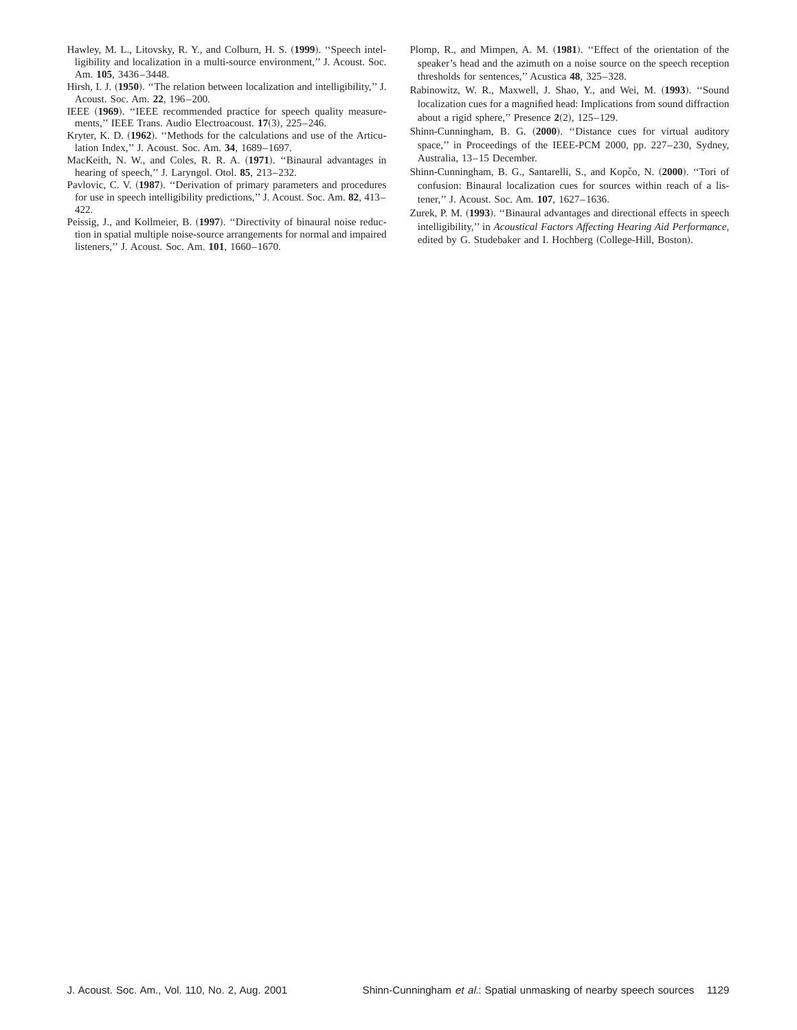Hawley, M. L., Litovsky, R. Y., and Colburn, H. S. (**1999**). ''Speech intelligibility and localization in a multi-source environment,'' J. Acoust. Soc. Am. **105**, 3436–3448.

Hirsh, I. J. (**1950**). ''The relation between localization and intelligibility,'' J. Acoust. Soc. Am. **22**, 196–200.

IEEE (**1969**). ''IEEE recommended practice for speech quality measurements,'' IEEE Trans. Audio Electroacoust. **17**(3), 225–246.

Kryter, K. D. (**1962**). ''Methods for the calculations and use of the Articulation Index,'' J. Acoust. Soc. Am. **34**, 1689–1697.

MacKeith, N. W., and Coles, R. R. A. (**1971**). ''Binaural advantages in hearing of speech,'' J. Laryngol. Otol. **85**, 213–232.

Pavlovic, C. V. (**1987**). ''Derivation of primary parameters and procedures for use in speech intelligibility predictions,'' J. Acoust. Soc. Am. **82**, 413–422.

Peissig, J., and Kollmeier, B. (**1997**). ''Directivity of binaural noise reduction in spatial multiple noise-source arrangements for normal and impaired listeners,'' J. Acoust. Soc. Am. **101**, 1660–1670.

Plomp, R., and Mimpen, A. M. (**1981**). ''Effect of the orientation of the speaker's head and the azimuth on a noise source on the speech reception thresholds for sentences,'' Acustica **48**, 325–328.

Rabinowitz, W. R., Maxwell, J. Shao, Y., and Wei, M. (**1993**). ''Sound localization cues for a magnified head: Implications from sound diffraction about a rigid sphere,'' Presence **2**(2), 125–129.

Shinn-Cunningham, B. G. (**2000**). ''Distance cues for virtual auditory space,'' in Proceedings of the IEEE-PCM 2000, pp. 227–230, Sydney, Australia, 13–15 December.

Shinn-Cunningham, B. G., Santarelli, S., and Kopčo, N. (**2000**). ''Tori of confusion: Binaural localization cues for sources within reach of a listener,'' J. Acoust. Soc. Am. **107**, 1627–1636.

Zurek, P. M. (**1993**). ''Binaural advantages and directional effects in speech intelligibility,'' in *Acoustical Factors Affecting Hearing Aid Performance*, edited by G. Studebaker and I. Hochberg (College-Hill, Boston).